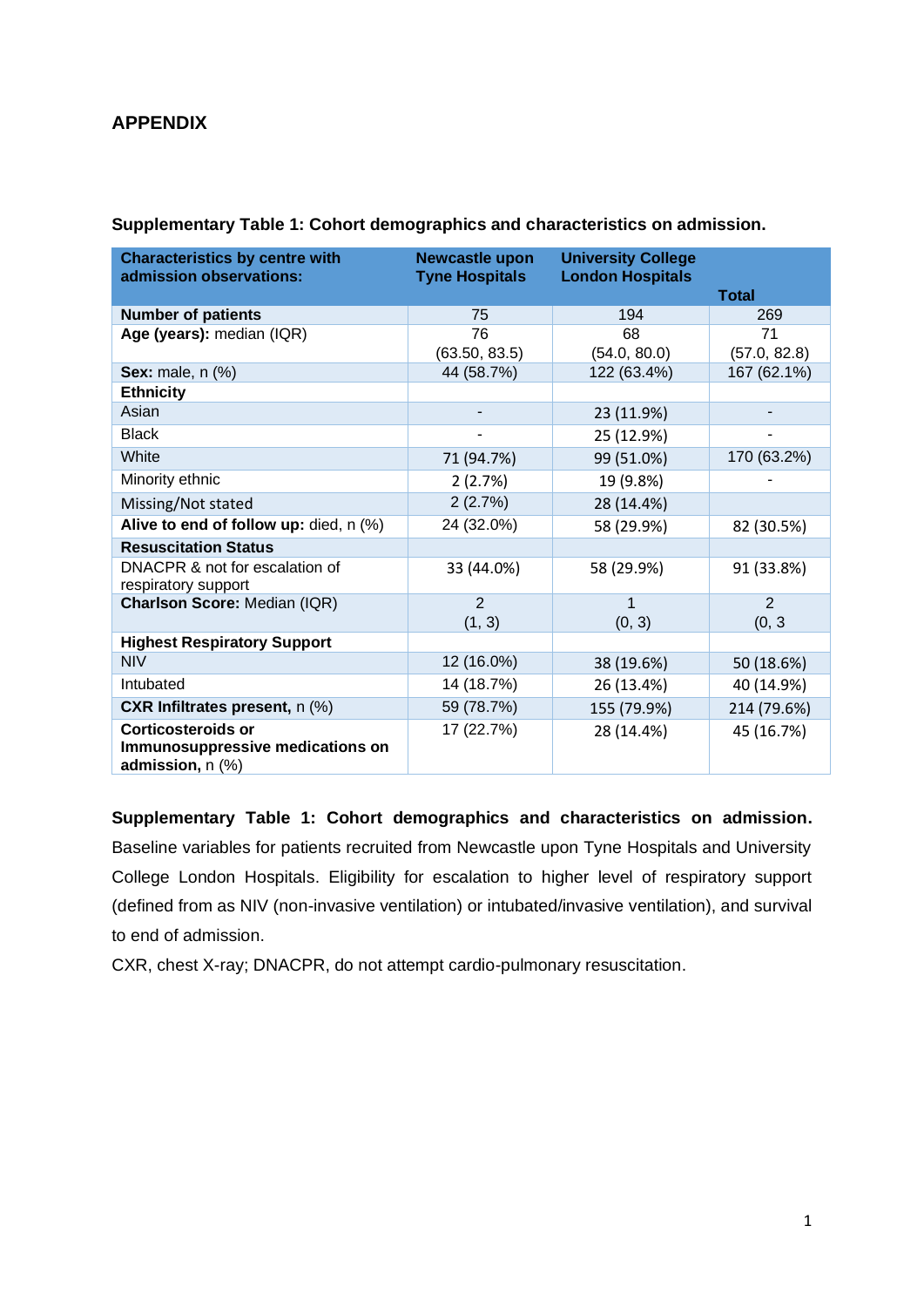## APPENDIX

**Supplementary Table 1: Cohort demographics and characteristics on admission.**

| Characteristics by centre with admission observations: | Newcastle upon Tyne Hospitals | University College London Hospitals | Total |
|---|---|---|---|
| **Number of patients** | 75 | 194 | 269 |
| **Age (years):** median (IQR) | 76 (63.50, 83.5) | 68 (54.0, 80.0) | 71 (57.0, 82.8) |
| **Sex:** male, n (%) | 44 (58.7%) | 122 (63.4%) | 167 (62.1%) |
| **Ethnicity** | | | |
| Asian | - | 23 (11.9%) | - |
| Black | - | 25 (12.9%) | - |
| White | 71 (94.7%) | 99 (51.0%) | 170 (63.2%) |
| Minority ethnic | 2 (2.7%) | 19 (9.8%) | - |
| Missing/Not stated | 2 (2.7%) | 28 (14.4%) | |
| **Alive to end of follow up:** died, n (%) | 24 (32.0%) | 58 (29.9%) | 82 (30.5%) |
| **Resuscitation Status** | | | |
| DNACPR & not for escalation of respiratory support | 33 (44.0%) | 58 (29.9%) | 91 (33.8%) |
| **Charlson Score:** Median (IQR) | 2 (1, 3) | 1 (0, 3) | 2 (0, 3 |
| **Highest Respiratory Support** | | | |
| NIV | 12 (16.0%) | 38 (19.6%) | 50 (18.6%) |
| Intubated | 14 (18.7%) | 26 (13.4%) | 40 (14.9%) |
| **CXR Infiltrates present,** n (%) | 59 (78.7%) | 155 (79.9%) | 214 (79.6%) |
| **Corticosteroids or Immunosuppressive medications on admission,** n (%) | 17 (22.7%) | 28 (14.4%) | 45 (16.7%) |

**Supplementary Table 1: Cohort demographics and characteristics on admission.** Baseline variables for patients recruited from Newcastle upon Tyne Hospitals and University College London Hospitals. Eligibility for escalation to higher level of respiratory support (defined from as NIV (non-invasive ventilation) or intubated/invasive ventilation), and survival to end of admission.

CXR, chest X-ray; DNACPR, do not attempt cardio-pulmonary resuscitation.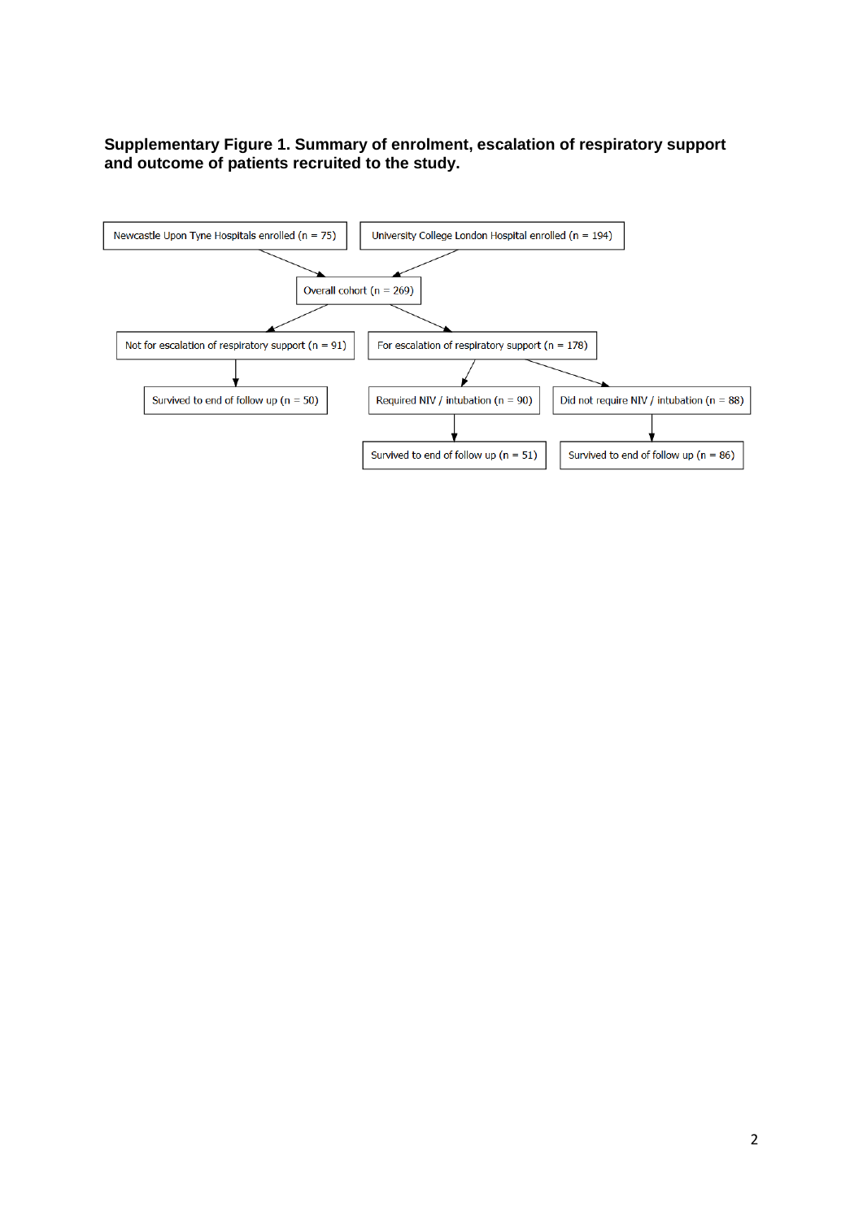**Supplementary Figure 1. Summary of enrolment, escalation of respiratory support and outcome of patients recruited to the study.**

- Newcastle Upon Tyne Hospitals enrolled (n = 75)
- University College London Hospital enrolled (n = 194)
  - Overall cohort (n = 269)
    - Not for escalation of respiratory support (n = 91)
      - Survived to end of follow up (n = 50)
    - For escalation of respiratory support (n = 178)
      - Required NIV / intubation (n = 90)
        - Survived to end of follow up (n = 51)
      - Did not require NIV / intubation (n = 88)
        - Survived to end of follow up (n = 86)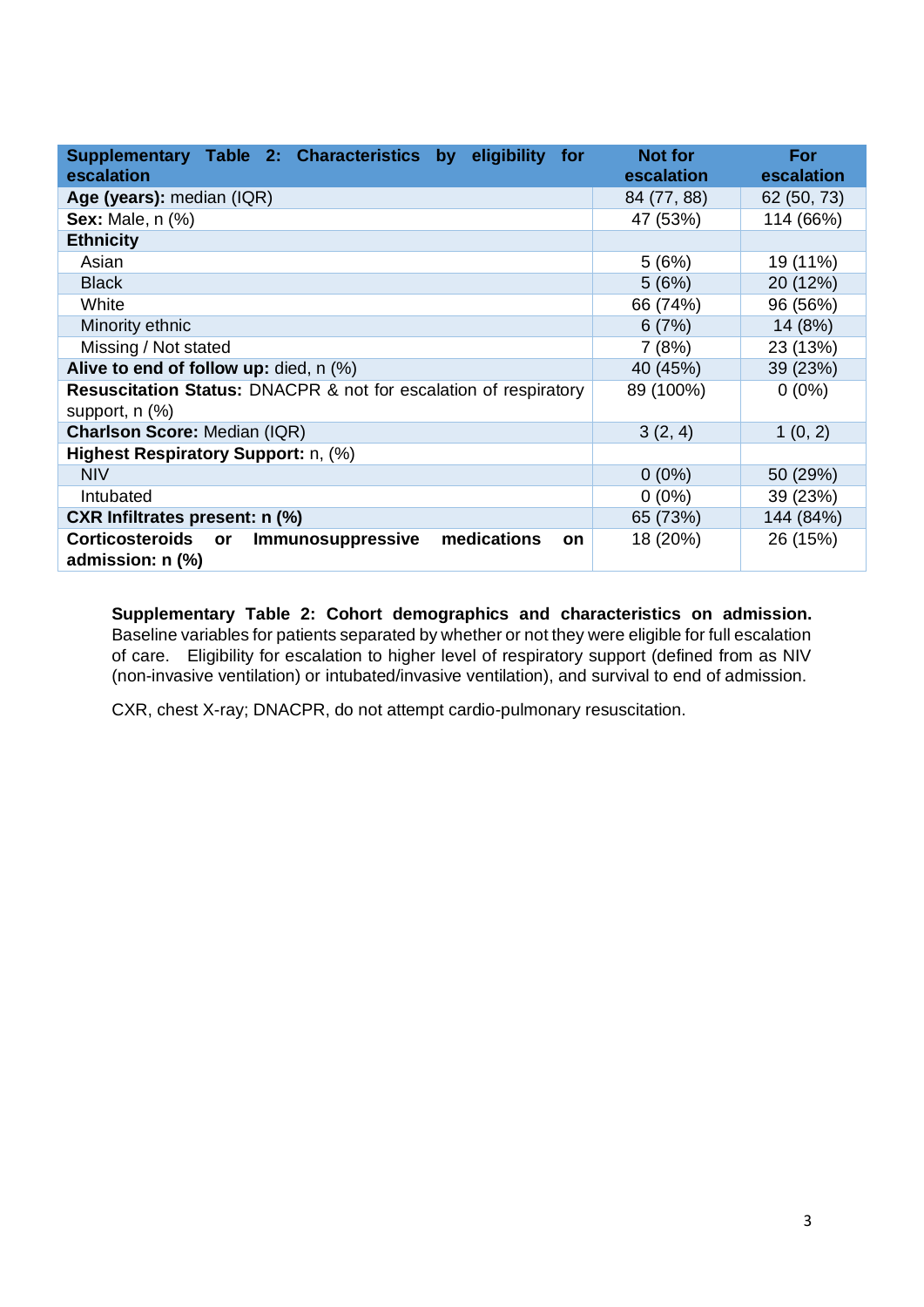| **Supplementary Table 2: Characteristics by eligibility for escalation** | **Not for escalation** | **For escalation** |
|---|---|---|
| **Age (years):** median (IQR) | 84 (77, 88) | 62 (50, 73) |
| **Sex:** Male, n (%) | 47 (53%) | 114 (66%) |
| **Ethnicity** | | |
| Asian | 5 (6%) | 19 (11%) |
| Black | 5 (6%) | 20 (12%) |
| White | 66 (74%) | 96 (56%) |
| Minority ethnic | 6 (7%) | 14 (8%) |
| Missing / Not stated | 7 (8%) | 23 (13%) |
| **Alive to end of follow up:** died, n (%) | 40 (45%) | 39 (23%) |
| **Resuscitation Status:** DNACPR & not for escalation of respiratory support, n (%) | 89 (100%) | 0 (0%) |
| **Charlson Score:** Median (IQR) | 3 (2, 4) | 1 (0, 2) |
| **Highest Respiratory Support:** n, (%) | | |
| NIV | 0 (0%) | 50 (29%) |
| Intubated | 0 (0%) | 39 (23%) |
| **CXR Infiltrates present: n (%)** | 65 (73%) | 144 (84%) |
| **Corticosteroids or Immunosuppressive medications on admission: n (%)** | 18 (20%) | 26 (15%) |

**Supplementary Table 2: Cohort demographics and characteristics on admission.** Baseline variables for patients separated by whether or not they were eligible for full escalation of care. Eligibility for escalation to higher level of respiratory support (defined from as NIV (non-invasive ventilation) or intubated/invasive ventilation), and survival to end of admission.

CXR, chest X-ray; DNACPR, do not attempt cardio-pulmonary resuscitation.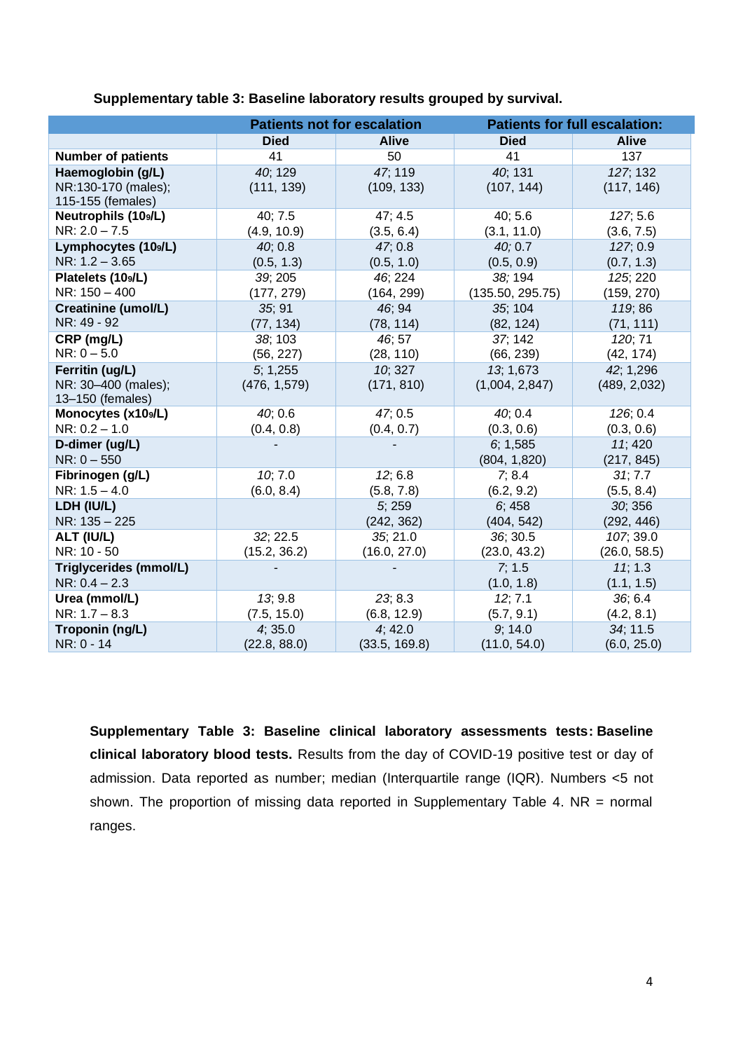**Supplementary table 3: Baseline laboratory results grouped by survival.**

| | Patients not for escalation | | Patients for full escalation: | |
|---|---|---|---|---|
| | **Died** | **Alive** | **Died** | **Alive** |
| **Number of patients** | 41 | 50 | 41 | 137 |
| **Haemoglobin (g/L)** NR:130-170 (males); 115-155 (females) | *40*; 129 (111, 139) | *47*; 119 (109, 133) | *40*; 131 (107, 144) | *127*; 132 (117, 146) |
| **Neutrophils ($10^9$/L)** NR: 2.0 – 7.5 | 40; 7.5 (4.9, 10.9) | 47; 4.5 (3.5, 6.4) | 40; 5.6 (3.1, 11.0) | *127*; 5.6 (3.6, 7.5) |
| **Lymphocytes ($10^9$/L)** NR: 1.2 – 3.65 | *40*; 0.8 (0.5, 1.3) | *47*; 0.8 (0.5, 1.0) | *40;* 0.7 (0.5, 0.9) | *127*; 0.9 (0.7, 1.3) |
| **Platelets ($10^9$/L)** NR: 150 – 400 | *39*; 205 (177, 279) | *46*; 224 (164, 299) | *38;* 194 (135.50, 295.75) | *125*; 220 (159, 270) |
| **Creatinine (umol/L)** NR: 49 - 92 | *35*; 91 (77, 134) | *46*; 94 (78, 114) | *35*; 104 (82, 124) | *119*; 86 (71, 111) |
| **CRP (mg/L)** NR: 0 – 5.0 | *38*; 103 (56, 227) | *46*; 57 (28, 110) | *37*; 142 (66, 239) | *120*; 71 (42, 174) |
| **Ferritin (ug/L)** NR: 30–400 (males); 13–150 (females) | *5*; 1,255 (476, 1,579) | *10*; 327 (171, 810) | *13*; 1,673 (1,004, 2,847) | *42*; 1,296 (489, 2,032) |
| **Monocytes (x$10^9$/L)** NR: 0.2 – 1.0 | *40*; 0.6 (0.4, 0.8) | *47*; 0.5 (0.4, 0.7) | *40*; 0.4 (0.3, 0.6) | *126*; 0.4 (0.3, 0.6) |
| **D-dimer (ug/L)** NR: 0 – 550 | - | - | *6*; 1,585 (804, 1,820) | *11*; 420 (217, 845) |
| **Fibrinogen (g/L)** NR: 1.5 – 4.0 | *10*; 7.0 (6.0, 8.4) | *12*; 6.8 (5.8, 7.8) | *7*; 8.4 (6.2, 9.2) | *31*; 7.7 (5.5, 8.4) |
| **LDH (IU/L)** NR: 135 – 225 | | *5*; 259 (242, 362) | *6*; 458 (404, 542) | *30*; 356 (292, 446) |
| **ALT (IU/L)** NR: 10 - 50 | *32*; 22.5 (15.2, 36.2) | *35*; 21.0 (16.0, 27.0) | *36*; 30.5 (23.0, 43.2) | *107*; 39.0 (26.0, 58.5) |
| **Triglycerides (mmol/L)** NR: 0.4 – 2.3 | - | - | *7*; 1.5 (1.0, 1.8) | *11*; 1.3 (1.1, 1.5) |
| **Urea (mmol/L)** NR: 1.7 – 8.3 | *13*; 9.8 (7.5, 15.0) | *23*; 8.3 (6.8, 12.9) | *12*; 7.1 (5.7, 9.1) | *36*; 6.4 (4.2, 8.1) |
| **Troponin (ng/L)** NR: 0 - 14 | *4*; 35.0 (22.8, 88.0) | *4*; 42.0 (33.5, 169.8) | *9*; 14.0 (11.0, 54.0) | *34*; 11.5 (6.0, 25.0) |

**Supplementary Table 3: Baseline clinical laboratory assessments tests: Baseline clinical laboratory blood tests.** Results from the day of COVID-19 positive test or day of admission. Data reported as number; median (Interquartile range (IQR). Numbers <5 not shown. The proportion of missing data reported in Supplementary Table 4. NR = normal ranges.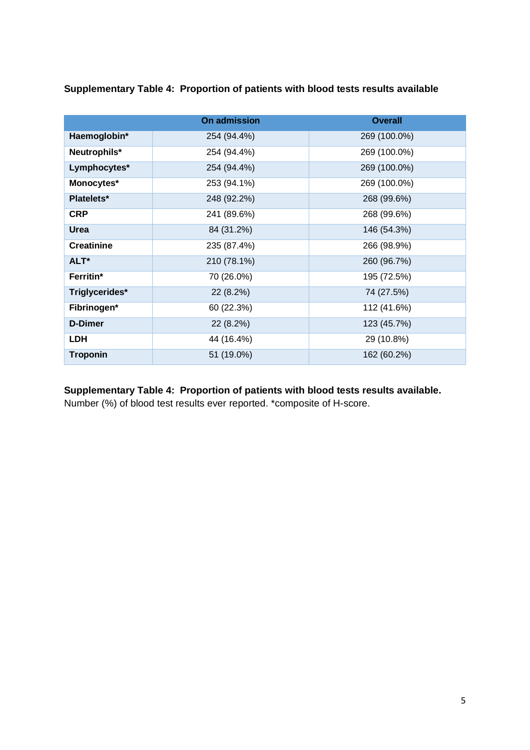**Supplementary Table 4: Proportion of patients with blood tests results available**

| | On admission | Overall |
|---|---|---|
| **Haemoglobin*** | 254 (94.4%) | 269 (100.0%) |
| **Neutrophils*** | 254 (94.4%) | 269 (100.0%) |
| **Lymphocytes*** | 254 (94.4%) | 269 (100.0%) |
| **Monocytes*** | 253 (94.1%) | 269 (100.0%) |
| **Platelets*** | 248 (92.2%) | 268 (99.6%) |
| **CRP** | 241 (89.6%) | 268 (99.6%) |
| **Urea** | 84 (31.2%) | 146 (54.3%) |
| **Creatinine** | 235 (87.4%) | 266 (98.9%) |
| **ALT*** | 210 (78.1%) | 260 (96.7%) |
| **Ferritin*** | 70 (26.0%) | 195 (72.5%) |
| **Triglycerides*** | 22 (8.2%) | 74 (27.5%) |
| **Fibrinogen*** | 60 (22.3%) | 112 (41.6%) |
| **D-Dimer** | 22 (8.2%) | 123 (45.7%) |
| **LDH** | 44 (16.4%) | 29 (10.8%) |
| **Troponin** | 51 (19.0%) | 162 (60.2%) |

**Supplementary Table 4: Proportion of patients with blood tests results available.** Number (%) of blood test results ever reported. *composite of H-score.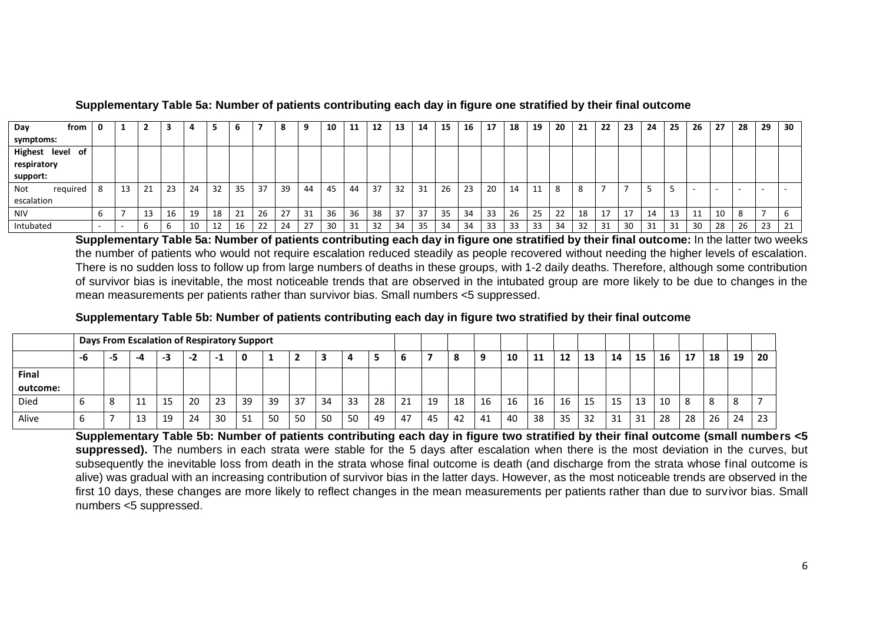**Supplementary Table 5a: Number of patients contributing each day in figure one stratified by their final outcome**

| Day from symptoms: | 0 | 1 | 2 | 3 | 4 | 5 | 6 | 7 | 8 | 9 | 10 | 11 | 12 | 13 | 14 | 15 | 16 | 17 | 18 | 19 | 20 | 21 | 22 | 23 | 24 | 25 | 26 | 27 | 28 | 29 | 30 |
|---|---|---|---|---|---|---|---|---|---|---|---|---|---|---|---|---|---|---|---|---|---|---|---|---|---|---|---|---|---|---|---|
| Highest level of respiratory support: | | | | | | | | | | | | | | | | | | | | | | | | | | | | | | | |
| Not required escalation | 8 | 13 | 21 | 23 | 24 | 32 | 35 | 37 | 39 | 44 | 45 | 44 | 37 | 32 | 31 | 26 | 23 | 20 | 14 | 11 | 8 | 8 | 7 | 7 | 5 | 5 | - | - | - | - | - |
| NIV | 6 | 7 | 13 | 16 | 19 | 18 | 21 | 26 | 27 | 31 | 36 | 36 | 38 | 37 | 37 | 35 | 34 | 33 | 26 | 25 | 22 | 18 | 17 | 17 | 14 | 13 | 11 | 10 | 8 | 7 | 6 |
| Intubated | - | - | 6 | 6 | 10 | 12 | 16 | 22 | 24 | 27 | 30 | 31 | 32 | 34 | 35 | 34 | 34 | 33 | 33 | 33 | 34 | 32 | 31 | 30 | 31 | 31 | 30 | 28 | 26 | 23 | 21 |

**Supplementary Table 5a: Number of patients contributing each day in figure one stratified by their final outcome:** In the latter two weeks the number of patients who would not require escalation reduced steadily as people recovered without needing the higher levels of escalation. There is no sudden loss to follow up from large numbers of deaths in these groups, with 1-2 daily deaths. Therefore, although some contribution of survivor bias is inevitable, the most noticeable trends that are observed in the intubated group are more likely to be due to changes in the mean measurements per patients rather than survivor bias. Small numbers <5 suppressed.

**Supplementary Table 5b: Number of patients contributing each day in figure two stratified by their final outcome**

| | Days From Escalation of Respiratory Support | | | | | | | | | | | | | | | | | | | | | | | | | | |
|---|---|---|---|---|---|---|---|---|---|---|---|---|---|---|---|---|---|---|---|---|---|---|---|---|---|---|---|
| | -6 | -5 | -4 | -3 | -2 | -1 | 0 | 1 | 2 | 3 | 4 | 5 | 6 | 7 | 8 | 9 | 10 | 11 | 12 | 13 | 14 | 15 | 16 | 17 | 18 | 19 | 20 |
| Final outcome: | | | | | | | | | | | | | | | | | | | | | | | | | | | |
| Died | 6 | 8 | 11 | 15 | 20 | 23 | 39 | 39 | 37 | 34 | 33 | 28 | 21 | 19 | 18 | 16 | 16 | 16 | 16 | 15 | 15 | 13 | 10 | 8 | 8 | 8 | 7 |
| Alive | 6 | 7 | 13 | 19 | 24 | 30 | 51 | 50 | 50 | 50 | 50 | 49 | 47 | 45 | 42 | 41 | 40 | 38 | 35 | 32 | 31 | 31 | 28 | 28 | 26 | 24 | 23 |

**Supplementary Table 5b: Number of patients contributing each day in figure two stratified by their final outcome (small numbers <5 suppressed).** The numbers in each strata were stable for the 5 days after escalation when there is the most deviation in the curves, but subsequently the inevitable loss from death in the strata whose final outcome is death (and discharge from the strata whose final outcome is alive) was gradual with an increasing contribution of survivor bias in the latter days. However, as the most noticeable trends are observed in the first 10 days, these changes are more likely to reflect changes in the mean measurements per patients rather than due to survivor bias. Small numbers <5 suppressed.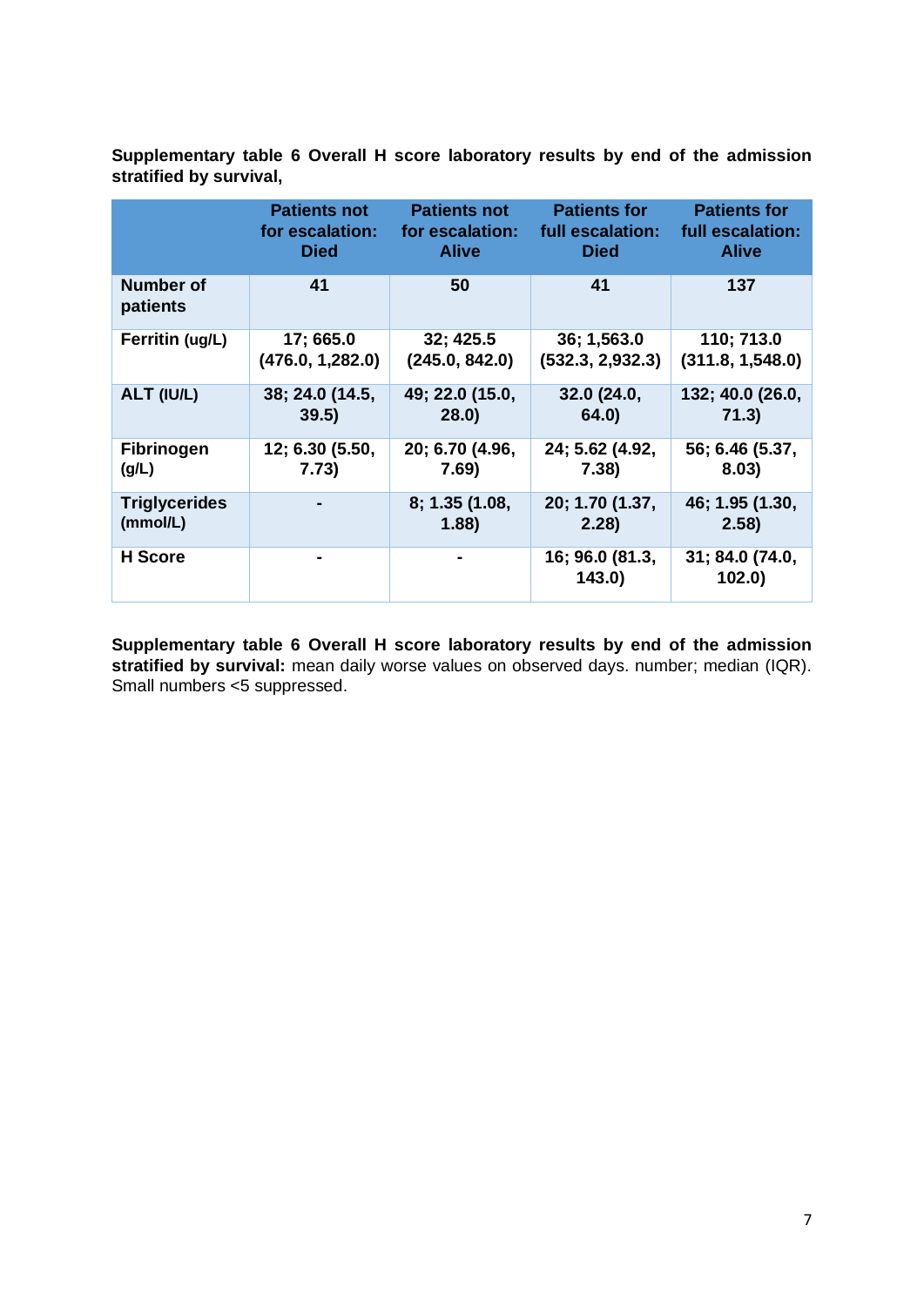**Supplementary table 6 Overall H score laboratory results by end of the admission stratified by survival,**

| | Patients not for escalation: Died | Patients not for escalation: Alive | Patients for full escalation: Died | Patients for full escalation: Alive |
|---|---|---|---|---|
| **Number of patients** | **41** | **50** | **41** | **137** |
| **Ferritin (ug/L)** | **17; 665.0 (476.0, 1,282.0)** | **32; 425.5 (245.0, 842.0)** | **36; 1,563.0 (532.3, 2,932.3)** | **110; 713.0 (311.8, 1,548.0)** |
| **ALT (IU/L)** | **38; 24.0 (14.5, 39.5)** | **49; 22.0 (15.0, 28.0)** | **32.0 (24.0, 64.0)** | **132; 40.0 (26.0, 71.3)** |
| **Fibrinogen (g/L)** | **12; 6.30 (5.50, 7.73)** | **20; 6.70 (4.96, 7.69)** | **24; 5.62 (4.92, 7.38)** | **56; 6.46 (5.37, 8.03)** |
| **Triglycerides (mmol/L)** | **-** | **8; 1.35 (1.08, 1.88)** | **20; 1.70 (1.37, 2.28)** | **46; 1.95 (1.30, 2.58)** |
| **H Score** | **-** | **-** | **16; 96.0 (81.3, 143.0)** | **31; 84.0 (74.0, 102.0)** |

**Supplementary table 6 Overall H score laboratory results by end of the admission stratified by survival:** mean daily worse values on observed days. number; median (IQR). Small numbers <5 suppressed.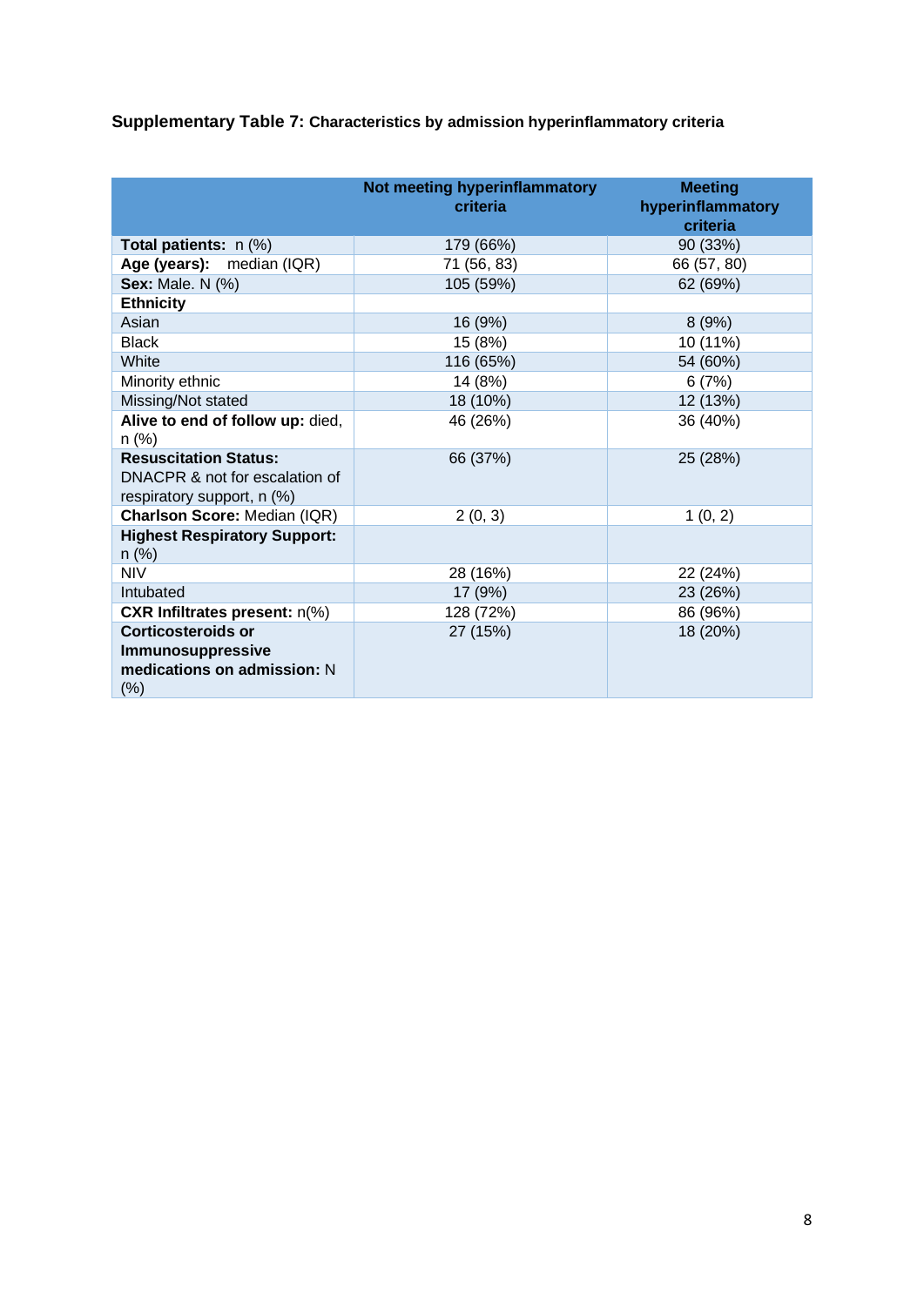**Supplementary Table 7: Characteristics by admission hyperinflammatory criteria**

| | Not meeting hyperinflammatory criteria | Meeting hyperinflammatory criteria |
|---|---|---|
| **Total patients:** n (%) | 179 (66%) | 90 (33%) |
| **Age (years):** median (IQR) | 71 (56, 83) | 66 (57, 80) |
| **Sex:** Male. N (%) | 105 (59%) | 62 (69%) |
| **Ethnicity** | | |
| Asian | 16 (9%) | 8 (9%) |
| Black | 15 (8%) | 10 (11%) |
| White | 116 (65%) | 54 (60%) |
| Minority ethnic | 14 (8%) | 6 (7%) |
| Missing/Not stated | 18 (10%) | 12 (13%) |
| **Alive to end of follow up:** died, n (%) | 46 (26%) | 36 (40%) |
| **Resuscitation Status:** DNACPR & not for escalation of respiratory support, n (%) | 66 (37%) | 25 (28%) |
| **Charlson Score:** Median (IQR) | 2 (0, 3) | 1 (0, 2) |
| **Highest Respiratory Support:** n (%) | | |
| NIV | 28 (16%) | 22 (24%) |
| Intubated | 17 (9%) | 23 (26%) |
| **CXR Infiltrates present:** n(%) | 128 (72%) | 86 (96%) |
| **Corticosteroids or Immunosuppressive medications on admission:** N (%) | 27 (15%) | 18 (20%) |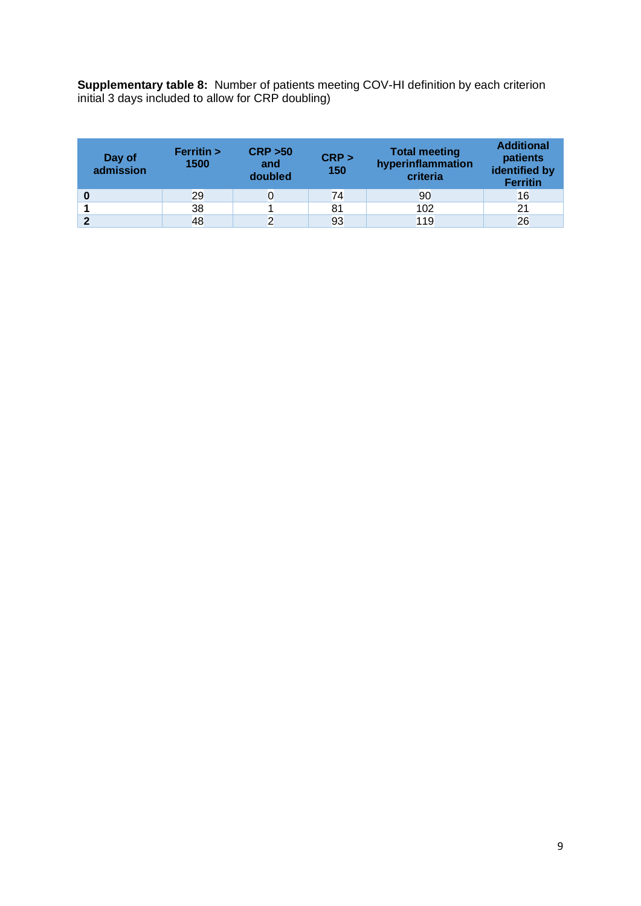**Supplementary table 8:** Number of patients meeting COV-HI definition by each criterion initial 3 days included to allow for CRP doubling)

| Day of admission | Ferritin > 1500 | CRP >50 and doubled | CRP > 150 | Total meeting hyperinflammation criteria | Additional patients identified by Ferritin |
|---|---|---|---|---|---|
| **0** | 29 | 0 | 74 | 90 | 16 |
| **1** | 38 | 1 | 81 | 102 | 21 |
| **2** | 48 | 2 | 93 | 119 | 26 |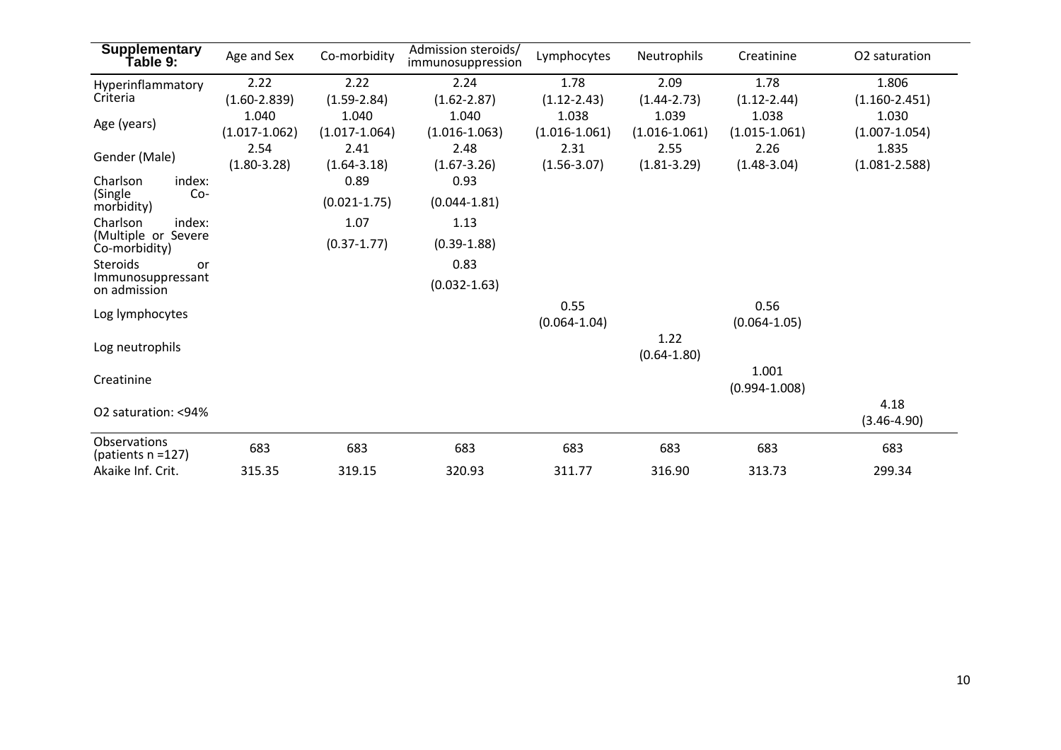| **Supplementary Table 9:** | Age and Sex | Co-morbidity | Admission steroids/ immunosuppression | Lymphocytes | Neutrophils | Creatinine | O2 saturation |
|---|---|---|---|---|---|---|---|
| Hyperinflammatory Criteria | 2.22 (1.60-2.839) | 2.22 (1.59-2.84) | 2.24 (1.62-2.87) | 1.78 (1.12-2.43) | 2.09 (1.44-2.73) | 1.78 (1.12-2.44) | 1.806 (1.160-2.451) |
| Age (years) | 1.040 (1.017-1.062) | 1.040 (1.017-1.064) | 1.040 (1.016-1.063) | 1.038 (1.016-1.061) | 1.039 (1.016-1.061) | 1.038 (1.015-1.061) | 1.030 (1.007-1.054) |
| Gender (Male) | 2.54 (1.80-3.28) | 2.41 (1.64-3.18) | 2.48 (1.67-3.26) | 2.31 (1.56-3.07) | 2.55 (1.81-3.29) | 2.26 (1.48-3.04) | 1.835 (1.081-2.588) |
| Charlson index: (Single Co-morbidity) | | 0.89 (0.021-1.75) | 0.93 (0.044-1.81) | | | | |
| Charlson index: (Multiple or Severe Co-morbidity) | | 1.07 (0.37-1.77) | 1.13 (0.39-1.88) | | | | |
| Steroids or Immunosuppressant on admission | | | 0.83 (0.032-1.63) | | | | |
| Log lymphocytes | | | | 0.55 (0.064-1.04) | | 0.56 (0.064-1.05) | |
| Log neutrophils | | | | | 1.22 (0.64-1.80) | | |
| Creatinine | | | | | | 1.001 (0.994-1.008) | |
| O2 saturation: <94% | | | | | | | 4.18 (3.46-4.90) |
| Observations (patients n =127) | 683 | 683 | 683 | 683 | 683 | 683 | 683 |
| Akaike Inf. Crit. | 315.35 | 319.15 | 320.93 | 311.77 | 316.90 | 313.73 | 299.34 |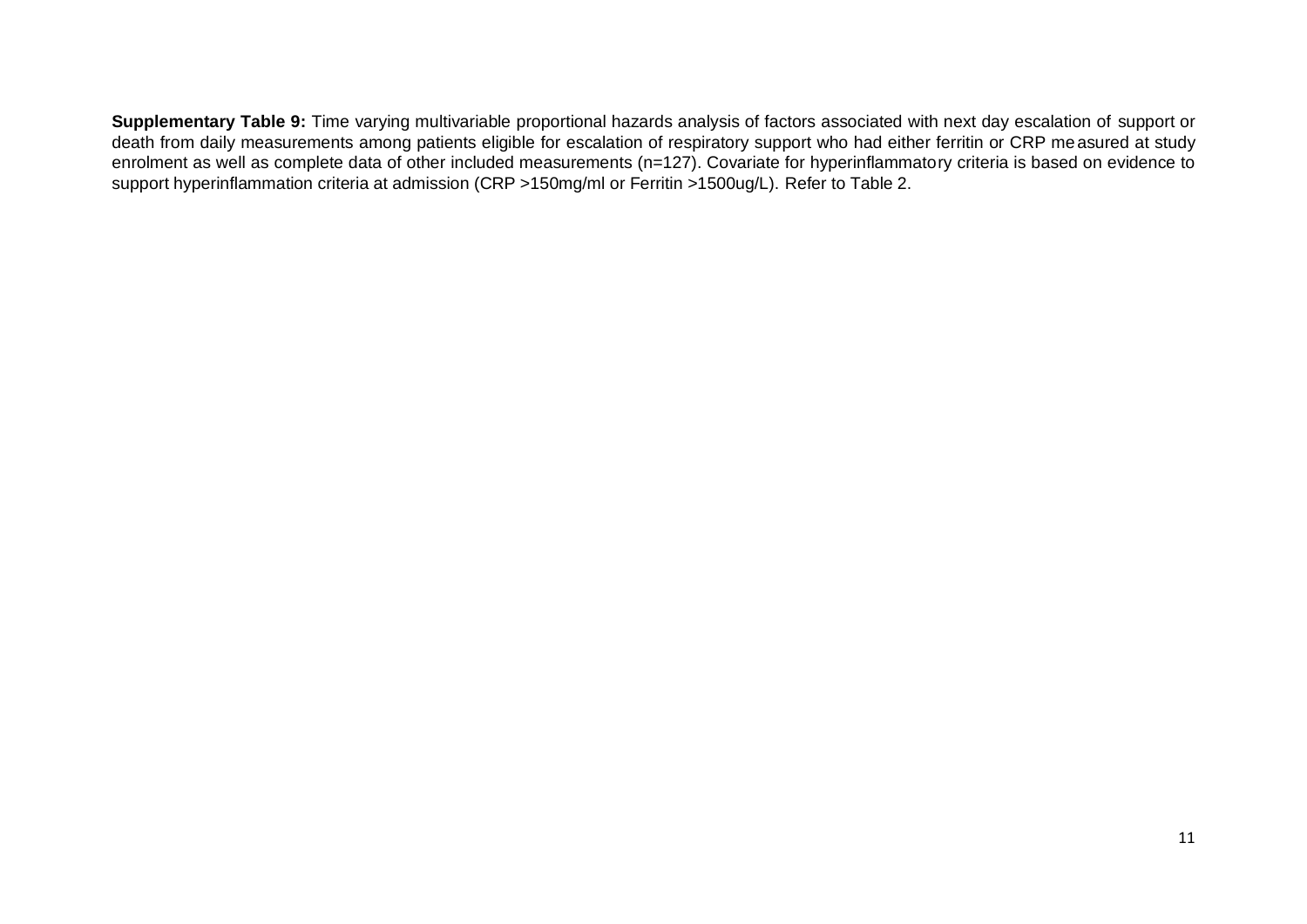**Supplementary Table 9:** Time varying multivariable proportional hazards analysis of factors associated with next day escalation of support or death from daily measurements among patients eligible for escalation of respiratory support who had either ferritin or CRP measured at study enrolment as well as complete data of other included measurements (n=127). Covariate for hyperinflammatory criteria is based on evidence to support hyperinflammation criteria at admission (CRP >150mg/ml or Ferritin >1500ug/L). Refer to Table 2.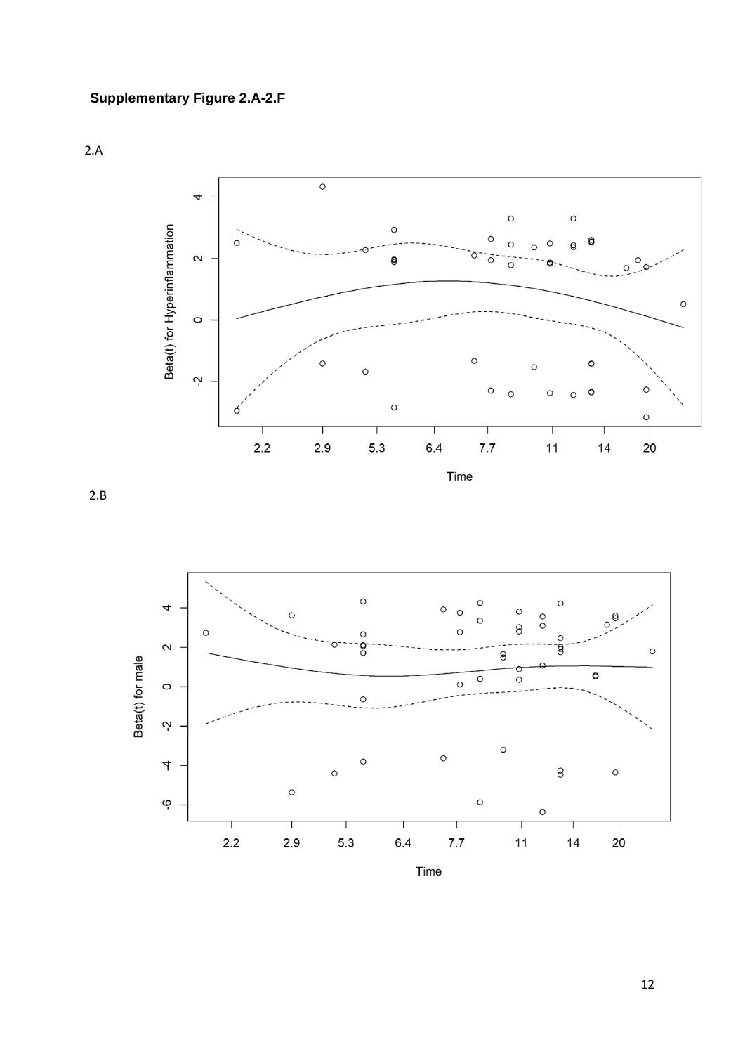**Supplementary Figure 2.A-2.F**

2.A

2.B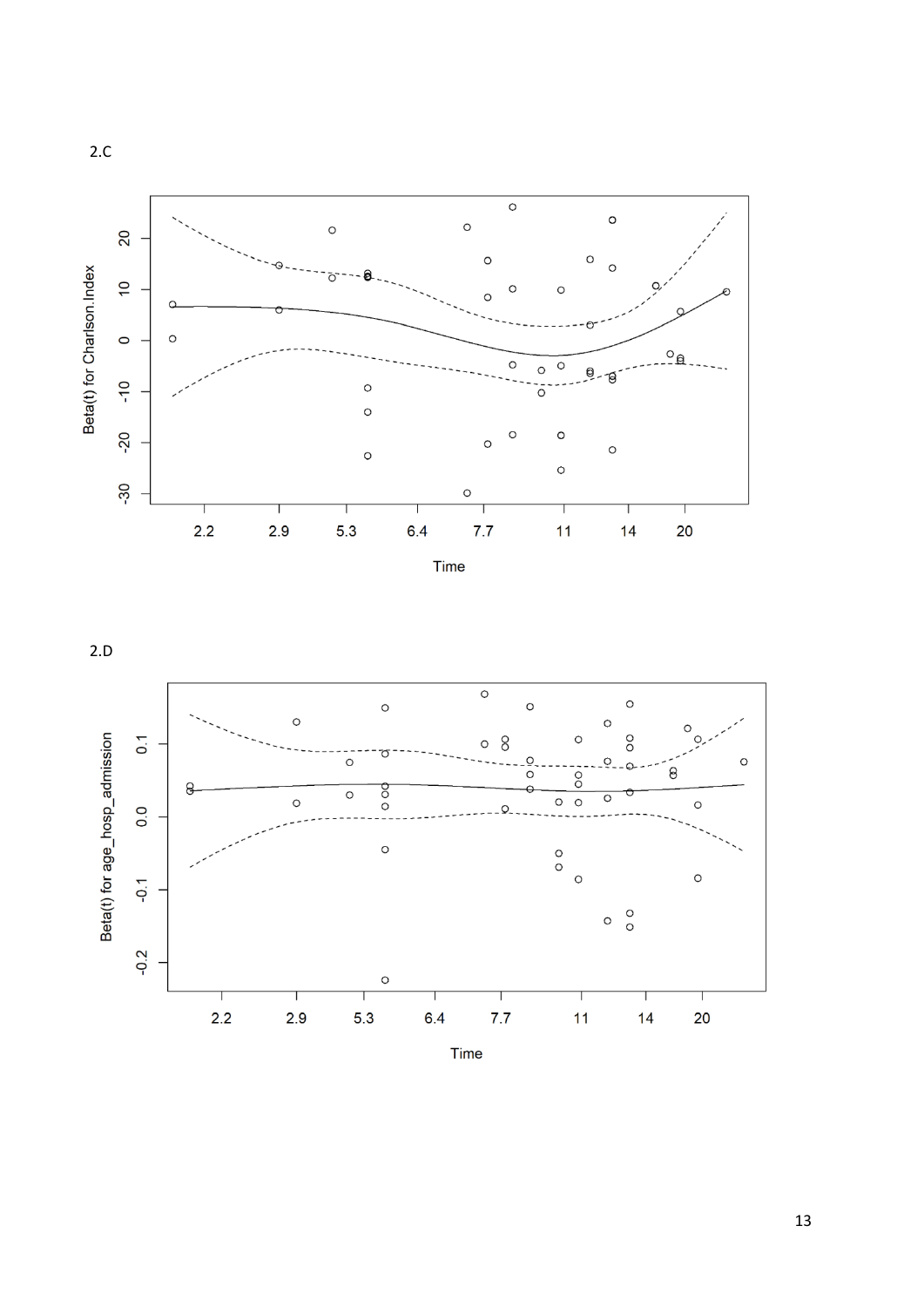2.C

2.D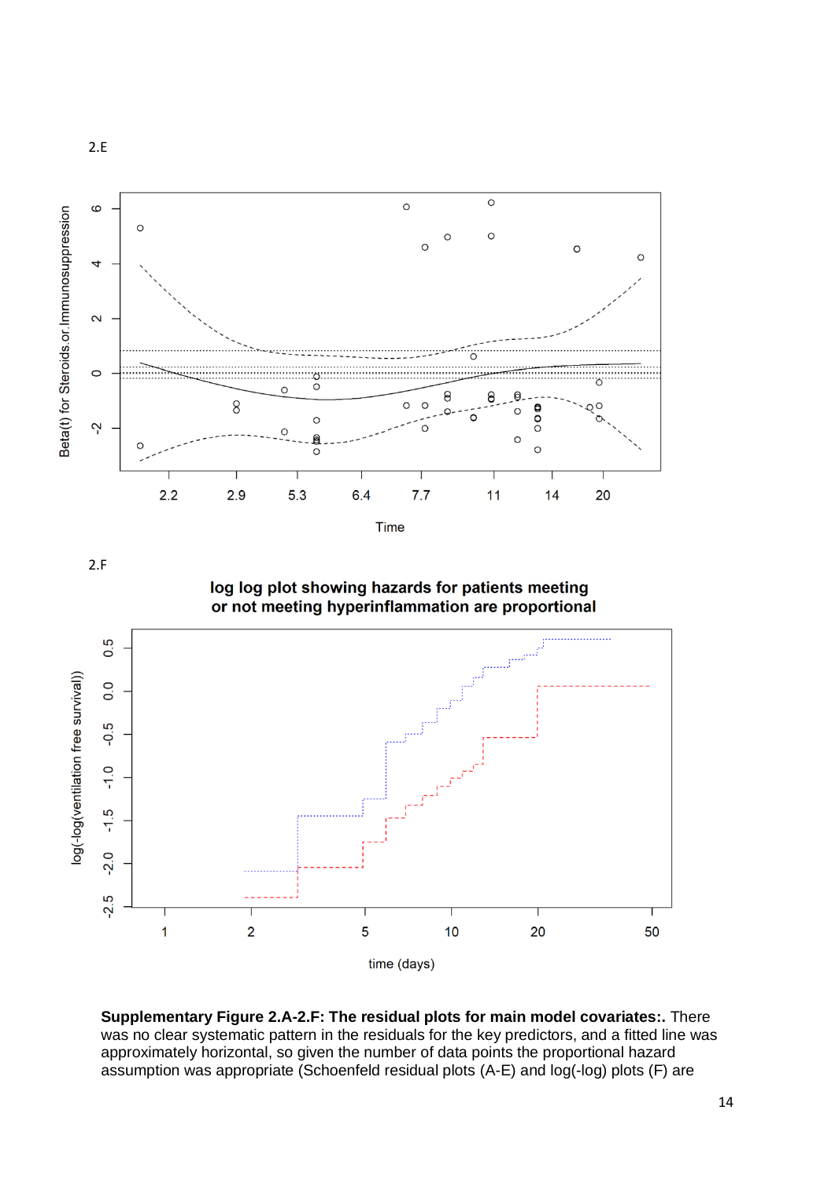2.E

2.F

**Supplementary Figure 2.A-2.F: The residual plots for main model covariates:.** There was no clear systematic pattern in the residuals for the key predictors, and a fitted line was approximately horizontal, so given the number of data points the proportional hazard assumption was appropriate (Schoenfeld residual plots (A-E) and log(-log) plots (F) are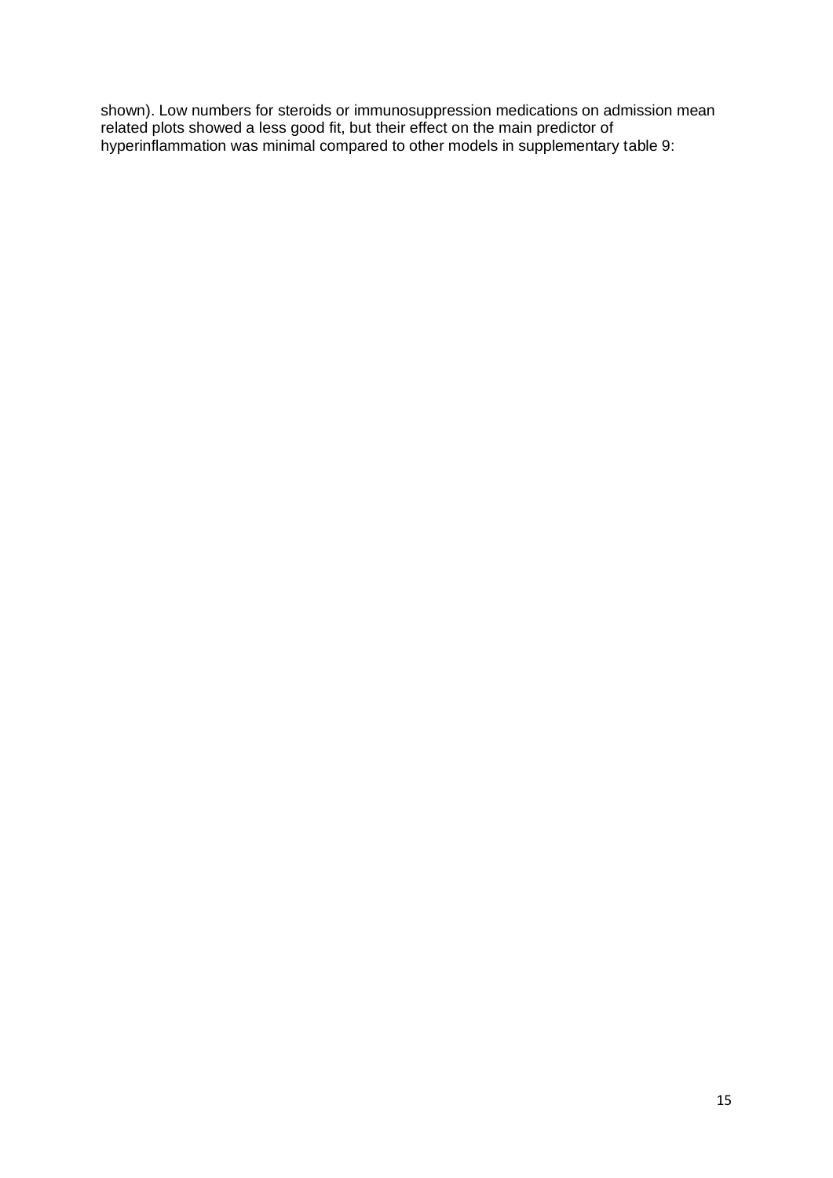shown). Low numbers for steroids or immunosuppression medications on admission mean related plots showed a less good fit, but their effect on the main predictor of hyperinflammation was minimal compared to other models in supplementary table 9: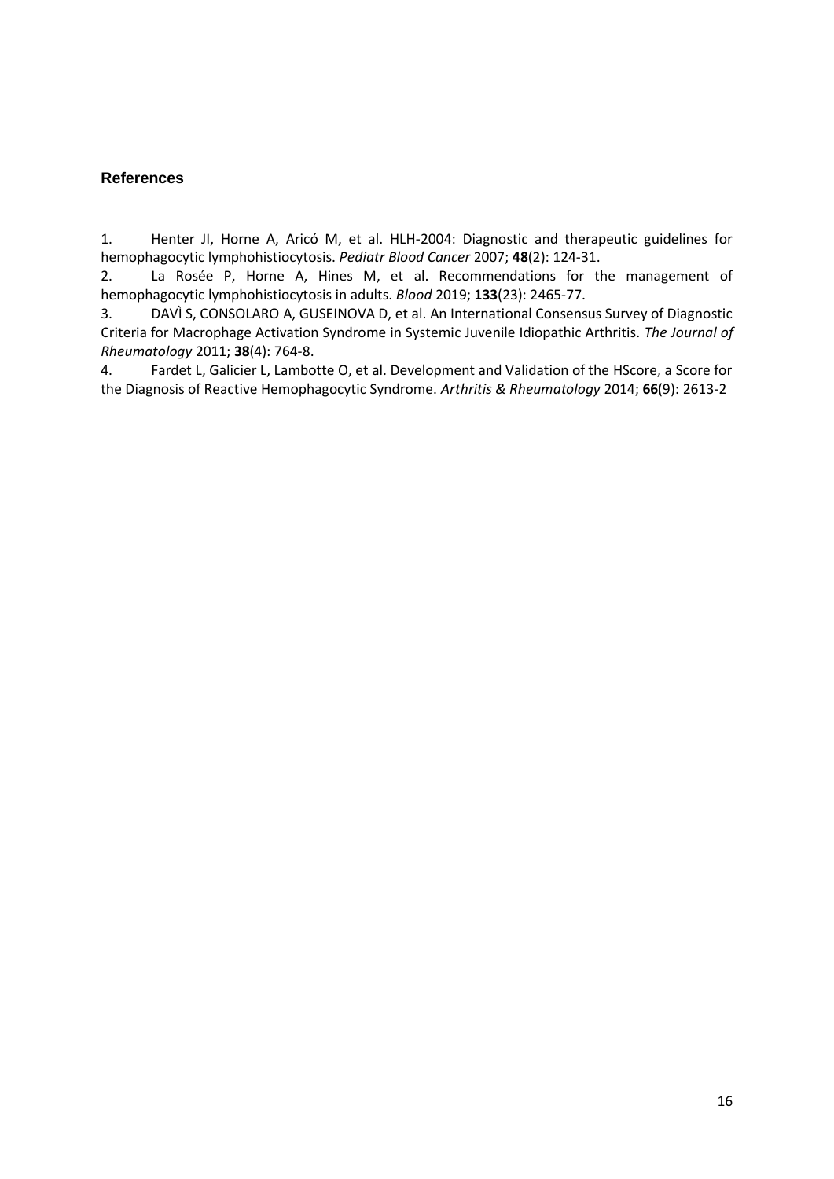## References

1. Henter JI, Horne A, Aricó M, et al. HLH-2004: Diagnostic and therapeutic guidelines for hemophagocytic lymphohistiocytosis. *Pediatr Blood Cancer* 2007; **48**(2): 124-31.
2. La Rosée P, Horne A, Hines M, et al. Recommendations for the management of hemophagocytic lymphohistiocytosis in adults. *Blood* 2019; **133**(23): 2465-77.
3. DAVÌ S, CONSOLARO A, GUSEINOVA D, et al. An International Consensus Survey of Diagnostic Criteria for Macrophage Activation Syndrome in Systemic Juvenile Idiopathic Arthritis. *The Journal of Rheumatology* 2011; **38**(4): 764-8.
4. Fardet L, Galicier L, Lambotte O, et al. Development and Validation of the HScore, a Score for the Diagnosis of Reactive Hemophagocytic Syndrome. *Arthritis & Rheumatology* 2014; **66**(9): 2613-2